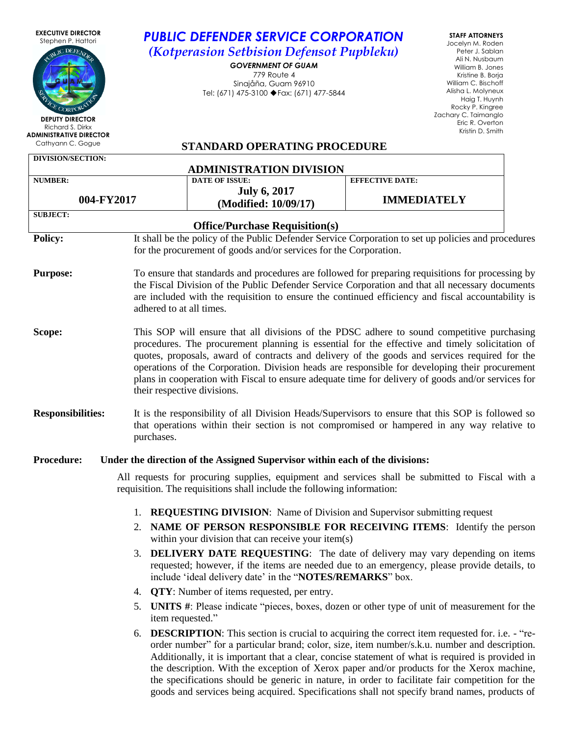**EXECUTIVE DIRECTOR**
Stephen P. Hattori

**DEPUTY DIRECTOR**
Richard S. Dirkx

**ADMINISTRATIVE DIRECTOR**
Cathyann C. Gogue

# *PUBLIC DEFENDER SERVICE CORPORATION*

## *(Kotperasion Setbision Defensot Pupbleku)*

***GOVERNMENT OF GUAM***
779 Route 4
Sinajåña, Guam 96910
Tel: (671) 475-3100 ◆Fax: (671) 477-5844

**STAFF ATTORNEYS**
Jocelyn M. Roden
Peter J. Sablan
Ali N. Nusbaum
William B. Jones
Kristine B. Borja
William C. Bischoff
Alisha L. Molyneux
Haig T. Huynh
Rocky P. Kingree
Zachary C. Taimanglo
Eric R. Overton
Kristin D. Smith

## STANDARD OPERATING PROCEDURE

| **DIVISION/SECTION:** ADMINISTRATION DIVISION | | |
|---|---|---|
| **NUMBER:** 004-FY2017 | **DATE OF ISSUE:** July 6, 2017 (Modified: 10/09/17) | **EFFECTIVE DATE:** IMMEDIATELY |
| **SUBJECT:** Office/Purchase Requisition(s) | | |

**Policy:** It shall be the policy of the Public Defender Service Corporation to set up policies and procedures for the procurement of goods and/or services for the Corporation.

**Purpose:** To ensure that standards and procedures are followed for preparing requisitions for processing by the Fiscal Division of the Public Defender Service Corporation and that all necessary documents are included with the requisition to ensure the continued efficiency and fiscal accountability is adhered to at all times.

**Scope:** This SOP will ensure that all divisions of the PDSC adhere to sound competitive purchasing procedures. The procurement planning is essential for the effective and timely solicitation of quotes, proposals, award of contracts and delivery of the goods and services required for the operations of the Corporation. Division heads are responsible for developing their procurement plans in cooperation with Fiscal to ensure adequate time for delivery of goods and/or services for their respective divisions.

**Responsibilities:** It is the responsibility of all Division Heads/Supervisors to ensure that this SOP is followed so that operations within their section is not compromised or hampered in any way relative to purchases.

**Procedure:** **Under the direction of the Assigned Supervisor within each of the divisions:**

All requests for procuring supplies, equipment and services shall be submitted to Fiscal with a requisition. The requisitions shall include the following information:

1. **REQUESTING DIVISION**: Name of Division and Supervisor submitting request
2. **NAME OF PERSON RESPONSIBLE FOR RECEIVING ITEMS**: Identify the person within your division that can receive your item(s)
3. **DELIVERY DATE REQUESTING**: The date of delivery may vary depending on items requested; however, if the items are needed due to an emergency, please provide details, to include 'ideal delivery date' in the "**NOTES/REMARKS**" box.
4. **QTY**: Number of items requested, per entry.
5. **UNITS #**: Please indicate "pieces, boxes, dozen or other type of unit of measurement for the item requested."
6. **DESCRIPTION**: This section is crucial to acquiring the correct item requested for. i.e. - "re-order number" for a particular brand; color, size, item number/s.k.u. number and description. Additionally, it is important that a clear, concise statement of what is required is provided in the description. With the exception of Xerox paper and/or products for the Xerox machine, the specifications should be generic in nature, in order to facilitate fair competition for the goods and services being acquired. Specifications shall not specify brand names, products of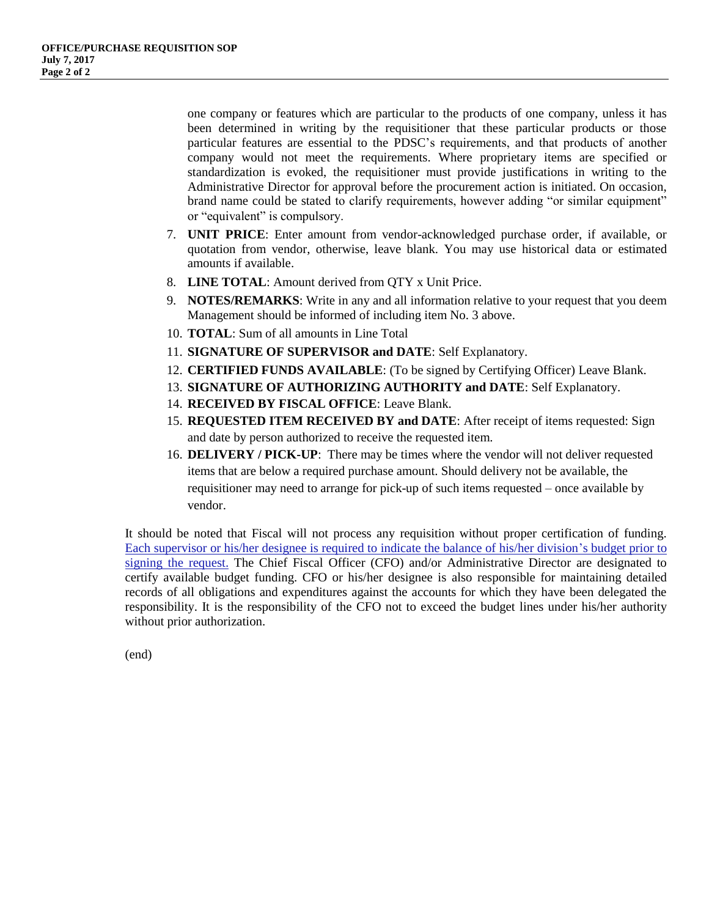one company or features which are particular to the products of one company, unless it has been determined in writing by the requisitioner that these particular products or those particular features are essential to the PDSC's requirements, and that products of another company would not meet the requirements. Where proprietary items are specified or standardization is evoked, the requisitioner must provide justifications in writing to the Administrative Director for approval before the procurement action is initiated. On occasion, brand name could be stated to clarify requirements, however adding "or similar equipment" or "equivalent" is compulsory.

7. **UNIT PRICE**: Enter amount from vendor-acknowledged purchase order, if available, or quotation from vendor, otherwise, leave blank. You may use historical data or estimated amounts if available.
8. **LINE TOTAL**: Amount derived from QTY x Unit Price.
9. **NOTES/REMARKS**: Write in any and all information relative to your request that you deem Management should be informed of including item No. 3 above.
10. **TOTAL**: Sum of all amounts in Line Total
11. **SIGNATURE OF SUPERVISOR and DATE**: Self Explanatory.
12. **CERTIFIED FUNDS AVAILABLE**: (To be signed by Certifying Officer) Leave Blank.
13. **SIGNATURE OF AUTHORIZING AUTHORITY and DATE**: Self Explanatory.
14. **RECEIVED BY FISCAL OFFICE**: Leave Blank.
15. **REQUESTED ITEM RECEIVED BY and DATE**: After receipt of items requested: Sign and date by person authorized to receive the requested item.
16. **DELIVERY / PICK-UP**: There may be times where the vendor will not deliver requested items that are below a required purchase amount. Should delivery not be available, the requisitioner may need to arrange for pick-up of such items requested – once available by vendor.

It should be noted that Fiscal will not process any requisition without proper certification of funding. Each supervisor or his/her designee is required to indicate the balance of his/her division's budget prior to signing the request. The Chief Fiscal Officer (CFO) and/or Administrative Director are designated to certify available budget funding. CFO or his/her designee is also responsible for maintaining detailed records of all obligations and expenditures against the accounts for which they have been delegated the responsibility. It is the responsibility of the CFO not to exceed the budget lines under his/her authority without prior authorization.

(end)